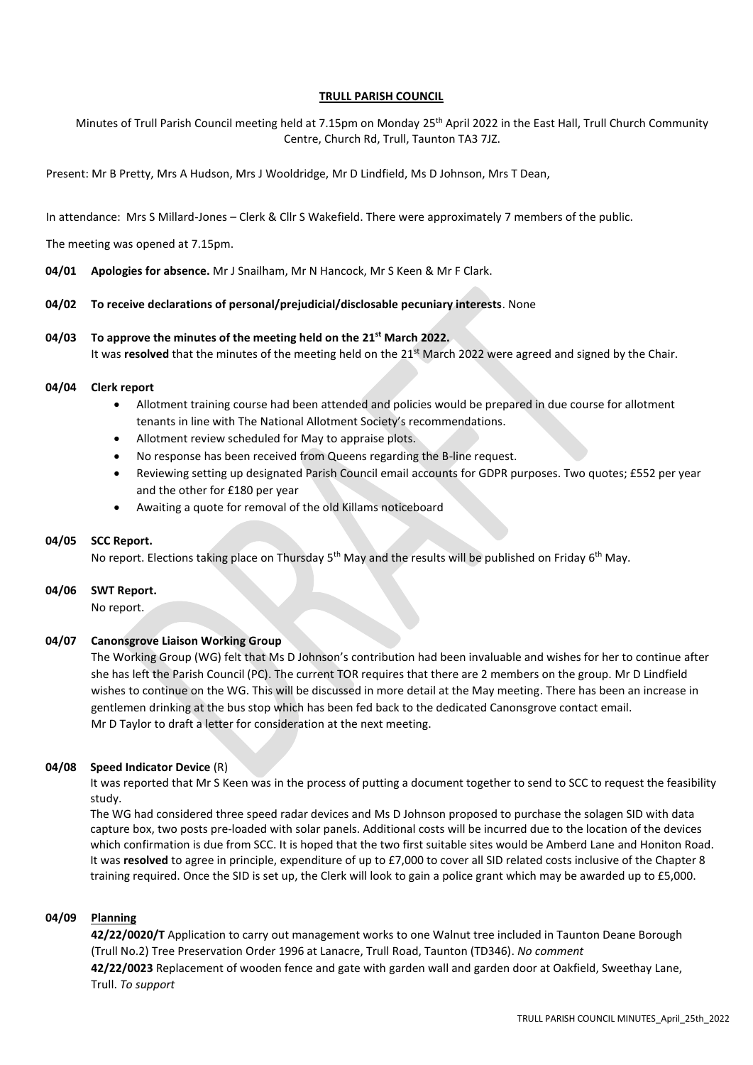# TRULL PARISH COUNCIL

Minutes of Trull Parish Council meeting held at 7.15pm on Monday 25th April 2022 in the East Hall, Trull Church Community Centre, Church Rd, Trull, Taunton TA3 7JZ.

Present: Mr B Pretty, Mrs A Hudson, Mrs J Wooldridge, Mr D Lindfield, Ms D Johnson, Mrs T Dean,

In attendance: Mrs S Millard-Jones – Clerk & Cllr S Wakefield. There were approximately 7 members of the public.

The meeting was opened at 7.15pm.

**04/01 Apologies for absence.** Mr J Snailham, Mr N Hancock, Mr S Keen & Mr F Clark.

**04/02 To receive declarations of personal/prejudicial/disclosable pecuniary interests**. None

**04/03 To approve the minutes of the meeting held on the 21st March 2022.**

It was **resolved** that the minutes of the meeting held on the 21st March 2022 were agreed and signed by the Chair.

**04/04 Clerk report**

- Allotment training course had been attended and policies would be prepared in due course for allotment tenants in line with The National Allotment Society's recommendations.
- Allotment review scheduled for May to appraise plots.
- No response has been received from Queens regarding the B-line request.
- Reviewing setting up designated Parish Council email accounts for GDPR purposes. Two quotes; £552 per year and the other for £180 per year
- Awaiting a quote for removal of the old Killams noticeboard

**04/05 SCC Report.**

No report. Elections taking place on Thursday 5th May and the results will be published on Friday 6th May.

**04/06 SWT Report.**

No report.

**04/07 Canonsgrove Liaison Working Group**

The Working Group (WG) felt that Ms D Johnson's contribution had been invaluable and wishes for her to continue after she has left the Parish Council (PC). The current TOR requires that there are 2 members on the group. Mr D Lindfield wishes to continue on the WG. This will be discussed in more detail at the May meeting. There has been an increase in gentlemen drinking at the bus stop which has been fed back to the dedicated Canonsgrove contact email. Mr D Taylor to draft a letter for consideration at the next meeting.

**04/08 Speed Indicator Device** (R)

It was reported that Mr S Keen was in the process of putting a document together to send to SCC to request the feasibility study.

The WG had considered three speed radar devices and Ms D Johnson proposed to purchase the solagen SID with data capture box, two posts pre-loaded with solar panels. Additional costs will be incurred due to the location of the devices which confirmation is due from SCC. It is hoped that the two first suitable sites would be Amberd Lane and Honiton Road. It was **resolved** to agree in principle, expenditure of up to £7,000 to cover all SID related costs inclusive of the Chapter 8 training required. Once the SID is set up, the Clerk will look to gain a police grant which may be awarded up to £5,000.

**04/09 Planning**

**42/22/0020/T** Application to carry out management works to one Walnut tree included in Taunton Deane Borough (Trull No.2) Tree Preservation Order 1996 at Lanacre, Trull Road, Taunton (TD346). *No comment*

**42/22/0023** Replacement of wooden fence and gate with garden wall and garden door at Oakfield, Sweethay Lane, Trull. *To support*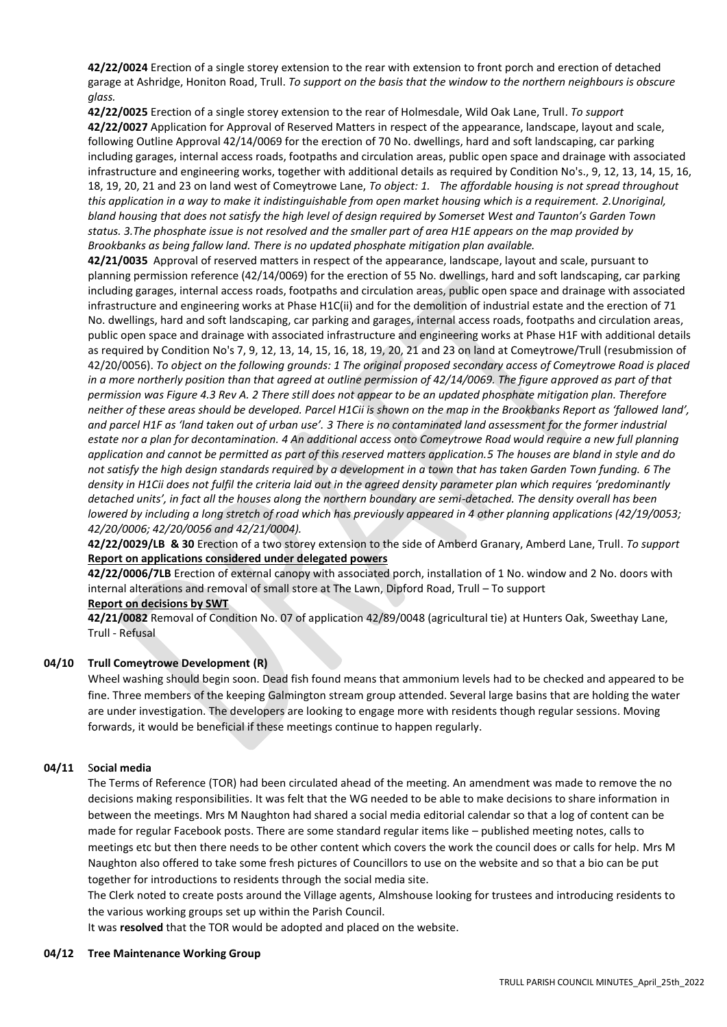**42/22/0024** Erection of a single storey extension to the rear with extension to front porch and erection of detached garage at Ashridge, Honiton Road, Trull. *To support on the basis that the window to the northern neighbours is obscure glass.*

**42/22/0025** Erection of a single storey extension to the rear of Holmesdale, Wild Oak Lane, Trull. *To support*

**42/22/0027** Application for Approval of Reserved Matters in respect of the appearance, landscape, layout and scale, following Outline Approval 42/14/0069 for the erection of 70 No. dwellings, hard and soft landscaping, car parking including garages, internal access roads, footpaths and circulation areas, public open space and drainage with associated infrastructure and engineering works, together with additional details as required by Condition No's., 9, 12, 13, 14, 15, 16, 18, 19, 20, 21 and 23 on land west of Comeytrowe Lane, *To object: 1. The affordable housing is not spread throughout this application in a way to make it indistinguishable from open market housing which is a requirement. 2.Unoriginal, bland housing that does not satisfy the high level of design required by Somerset West and Taunton's Garden Town status. 3.The phosphate issue is not resolved and the smaller part of area H1E appears on the map provided by Brookbanks as being fallow land. There is no updated phosphate mitigation plan available.*

**42/21/0035** Approval of reserved matters in respect of the appearance, landscape, layout and scale, pursuant to planning permission reference (42/14/0069) for the erection of 55 No. dwellings, hard and soft landscaping, car parking including garages, internal access roads, footpaths and circulation areas, public open space and drainage with associated infrastructure and engineering works at Phase H1C(ii) and for the demolition of industrial estate and the erection of 71 No. dwellings, hard and soft landscaping, car parking and garages, internal access roads, footpaths and circulation areas, public open space and drainage with associated infrastructure and engineering works at Phase H1F with additional details as required by Condition No's 7, 9, 12, 13, 14, 15, 16, 18, 19, 20, 21 and 23 on land at Comeytrowe/Trull (resubmission of 42/20/0056). *To object on the following grounds: 1 The original proposed secondary access of Comeytrowe Road is placed in a more northerly position than that agreed at outline permission of 42/14/0069. The figure approved as part of that permission was Figure 4.3 Rev A. 2 There still does not appear to be an updated phosphate mitigation plan. Therefore neither of these areas should be developed. Parcel H1Cii is shown on the map in the Brookbanks Report as 'fallowed land', and parcel H1F as 'land taken out of urban use'. 3 There is no contaminated land assessment for the former industrial estate nor a plan for decontamination. 4 An additional access onto Comeytrowe Road would require a new full planning application and cannot be permitted as part of this reserved matters application.5 The houses are bland in style and do not satisfy the high design standards required by a development in a town that has taken Garden Town funding. 6 The density in H1Cii does not fulfil the criteria laid out in the agreed density parameter plan which requires 'predominantly detached units', in fact all the houses along the northern boundary are semi-detached. The density overall has been lowered by including a long stretch of road which has previously appeared in 4 other planning applications (42/19/0053; 42/20/0006; 42/20/0056 and 42/21/0004).*

**42/22/0029/LB & 30** Erection of a two storey extension to the side of Amberd Granary, Amberd Lane, Trull. *To support*

**Report on applications considered under delegated powers**

**42/22/0006/7LB** Erection of external canopy with associated porch, installation of 1 No. window and 2 No. doors with internal alterations and removal of small store at The Lawn, Dipford Road, Trull – To support

**Report on decisions by SWT**

**42/21/0082** Removal of Condition No. 07 of application 42/89/0048 (agricultural tie) at Hunters Oak, Sweethay Lane, Trull - Refusal

**04/10 Trull Comeytrowe Development (R)**

Wheel washing should begin soon. Dead fish found means that ammonium levels had to be checked and appeared to be fine. Three members of the keeping Galmington stream group attended. Several large basins that are holding the water are under investigation. The developers are looking to engage more with residents though regular sessions. Moving forwards, it would be beneficial if these meetings continue to happen regularly.

**04/11 Social media**

The Terms of Reference (TOR) had been circulated ahead of the meeting. An amendment was made to remove the no decisions making responsibilities. It was felt that the WG needed to be able to make decisions to share information in between the meetings. Mrs M Naughton had shared a social media editorial calendar so that a log of content can be made for regular Facebook posts. There are some standard regular items like – published meeting notes, calls to meetings etc but then there needs to be other content which covers the work the council does or calls for help. Mrs M Naughton also offered to take some fresh pictures of Councillors to use on the website and so that a bio can be put together for introductions to residents through the social media site.

The Clerk noted to create posts around the Village agents, Almshouse looking for trustees and introducing residents to the various working groups set up within the Parish Council.

It was **resolved** that the TOR would be adopted and placed on the website.

**04/12 Tree Maintenance Working Group**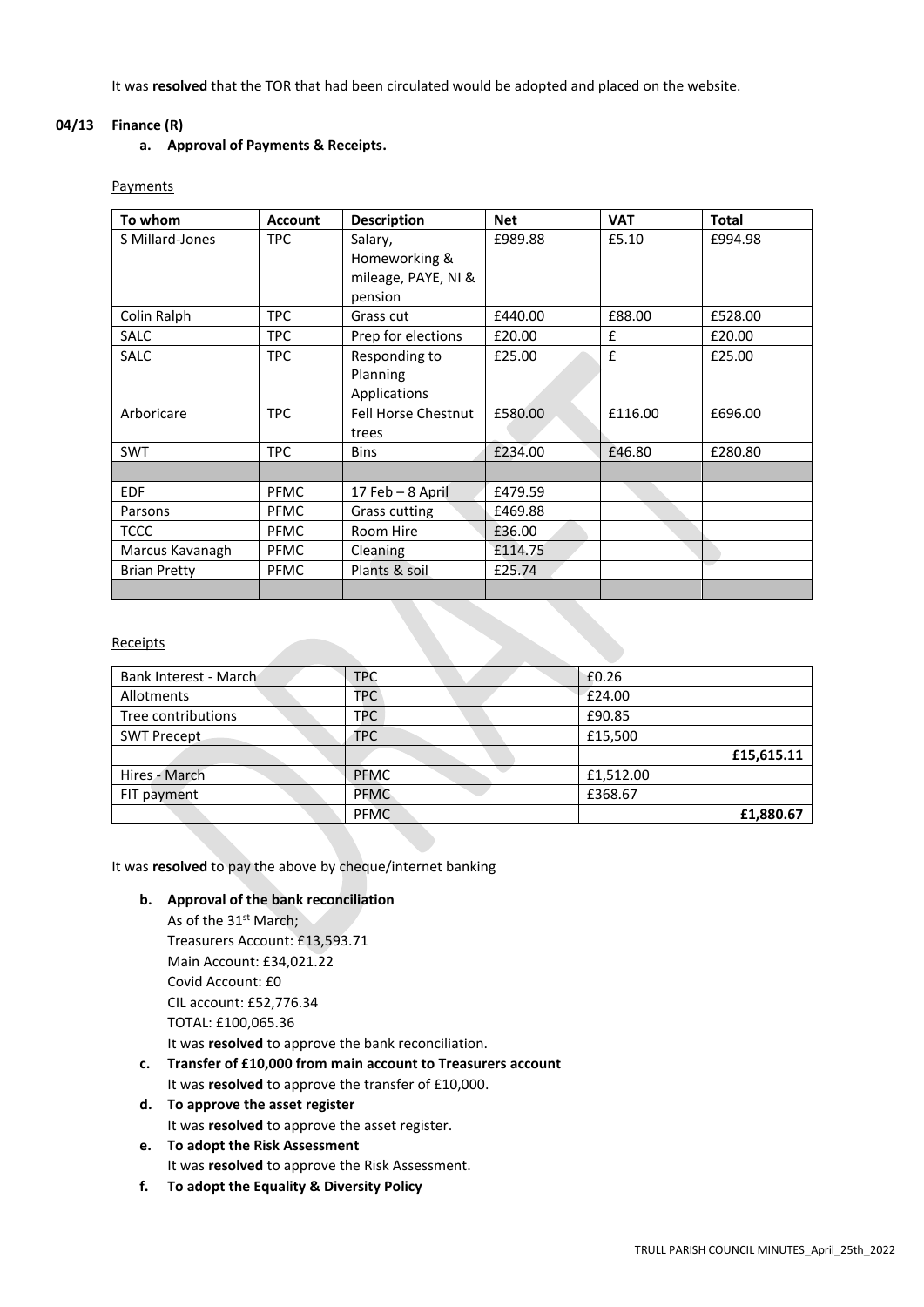It was **resolved** that the TOR that had been circulated would be adopted and placed on the website.

**04/13 Finance (R)**

**a. Approval of Payments & Receipts.**

Payments

| To whom | Account | Description | Net | VAT | Total |
|---|---|---|---|---|---|
| S Millard-Jones | TPC | Salary, Homeworking & mileage, PAYE, NI & pension | £989.88 | £5.10 | £994.98 |
| Colin Ralph | TPC | Grass cut | £440.00 | £88.00 | £528.00 |
| SALC | TPC | Prep for elections | £20.00 | £ | £20.00 |
| SALC | TPC | Responding to Planning Applications | £25.00 | £ | £25.00 |
| Arboricare | TPC | Fell Horse Chestnut trees | £580.00 | £116.00 | £696.00 |
| SWT | TPC | Bins | £234.00 | £46.80 | £280.80 |
| | | | | | |
| EDF | PFMC | 17 Feb – 8 April | £479.59 | | |
| Parsons | PFMC | Grass cutting | £469.88 | | |
| TCCC | PFMC | Room Hire | £36.00 | | |
| Marcus Kavanagh | PFMC | Cleaning | £114.75 | | |
| Brian Pretty | PFMC | Plants & soil | £25.74 | | |
| | | | | | |

Receipts

| | | |
|---|---|---|
| Bank Interest - March | TPC | £0.26 |
| Allotments | TPC | £24.00 |
| Tree contributions | TPC | £90.85 |
| SWT Precept | TPC | £15,500 |
| | | **£15,615.11** |
| Hires - March | PFMC | £1,512.00 |
| FIT payment | PFMC | £368.67 |
| | PFMC | **£1,880.67** |

It was **resolved** to pay the above by cheque/internet banking

**b. Approval of the bank reconciliation**

As of the 31st March;
Treasurers Account: £13,593.71
Main Account: £34,021.22
Covid Account: £0
CIL account: £52,776.34
TOTAL: £100,065.36
It was **resolved** to approve the bank reconciliation.

**c. Transfer of £10,000 from main account to Treasurers account**

It was **resolved** to approve the transfer of £10,000.

**d. To approve the asset register**

It was **resolved** to approve the asset register.

**e. To adopt the Risk Assessment**

It was **resolved** to approve the Risk Assessment.

**f. To adopt the Equality & Diversity Policy**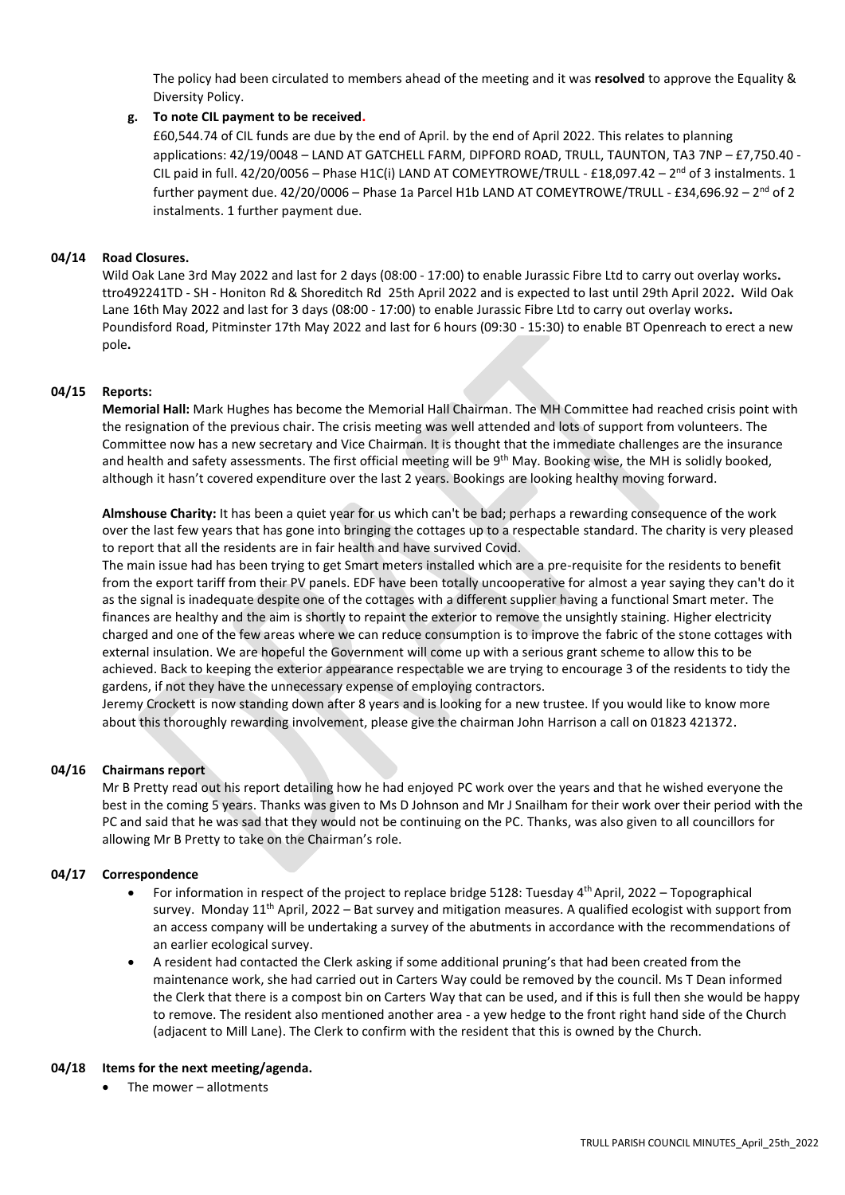The policy had been circulated to members ahead of the meeting and it was **resolved** to approve the Equality & Diversity Policy.

**g. To note CIL payment to be received.**

£60,544.74 of CIL funds are due by the end of April. by the end of April 2022. This relates to planning applications: 42/19/0048 – LAND AT GATCHELL FARM, DIPFORD ROAD, TRULL, TAUNTON, TA3 7NP – £7,750.40 - CIL paid in full. 42/20/0056 – Phase H1C(i) LAND AT COMEYTROWE/TRULL - £18,097.42 – 2nd of 3 instalments. 1 further payment due. 42/20/0006 – Phase 1a Parcel H1b LAND AT COMEYTROWE/TRULL - £34,696.92 – 2nd of 2 instalments. 1 further payment due.

**04/14 Road Closures.**

Wild Oak Lane 3rd May 2022 and last for 2 days (08:00 - 17:00) to enable Jurassic Fibre Ltd to carry out overlay works**.** ttro492241TD - SH - Honiton Rd & Shoreditch Rd 25th April 2022 and is expected to last until 29th April 2022**.** Wild Oak Lane 16th May 2022 and last for 3 days (08:00 - 17:00) to enable Jurassic Fibre Ltd to carry out overlay works**.** Poundisford Road, Pitminster 17th May 2022 and last for 6 hours (09:30 - 15:30) to enable BT Openreach to erect a new pole**.**

**04/15 Reports:**

**Memorial Hall:** Mark Hughes has become the Memorial Hall Chairman. The MH Committee had reached crisis point with the resignation of the previous chair. The crisis meeting was well attended and lots of support from volunteers. The Committee now has a new secretary and Vice Chairman. It is thought that the immediate challenges are the insurance and health and safety assessments. The first official meeting will be 9th May. Booking wise, the MH is solidly booked, although it hasn't covered expenditure over the last 2 years. Bookings are looking healthy moving forward.

**Almshouse Charity:** It has been a quiet year for us which can't be bad; perhaps a rewarding consequence of the work over the last few years that has gone into bringing the cottages up to a respectable standard. The charity is very pleased to report that all the residents are in fair health and have survived Covid.

The main issue had has been trying to get Smart meters installed which are a pre-requisite for the residents to benefit from the export tariff from their PV panels. EDF have been totally uncooperative for almost a year saying they can't do it as the signal is inadequate despite one of the cottages with a different supplier having a functional Smart meter. The finances are healthy and the aim is shortly to repaint the exterior to remove the unsightly staining. Higher electricity charged and one of the few areas where we can reduce consumption is to improve the fabric of the stone cottages with external insulation. We are hopeful the Government will come up with a serious grant scheme to allow this to be achieved. Back to keeping the exterior appearance respectable we are trying to encourage 3 of the residents to tidy the gardens, if not they have the unnecessary expense of employing contractors.

Jeremy Crockett is now standing down after 8 years and is looking for a new trustee. If you would like to know more about this thoroughly rewarding involvement, please give the chairman John Harrison a call on 01823 421372.

**04/16 Chairmans report**

Mr B Pretty read out his report detailing how he had enjoyed PC work over the years and that he wished everyone the best in the coming 5 years. Thanks was given to Ms D Johnson and Mr J Snailham for their work over their period with the PC and said that he was sad that they would not be continuing on the PC. Thanks, was also given to all councillors for allowing Mr B Pretty to take on the Chairman's role.

**04/17 Correspondence**

- For information in respect of the project to replace bridge 5128: Tuesday 4th April, 2022 – Topographical survey. Monday 11th April, 2022 – Bat survey and mitigation measures. A qualified ecologist with support from an access company will be undertaking a survey of the abutments in accordance with the recommendations of an earlier ecological survey.
- A resident had contacted the Clerk asking if some additional pruning's that had been created from the maintenance work, she had carried out in Carters Way could be removed by the council. Ms T Dean informed the Clerk that there is a compost bin on Carters Way that can be used, and if this is full then she would be happy to remove. The resident also mentioned another area - a yew hedge to the front right hand side of the Church (adjacent to Mill Lane). The Clerk to confirm with the resident that this is owned by the Church.

**04/18 Items for the next meeting/agenda.**

- The mower – allotments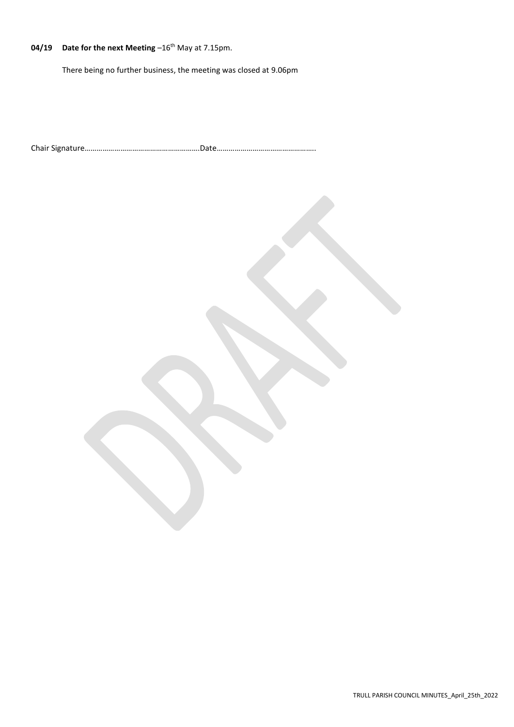**04/19 Date for the next Meeting** –16th May at 7.15pm.

There being no further business, the meeting was closed at 9.06pm

Chair Signature………………………………………………….Date…………………………………………..